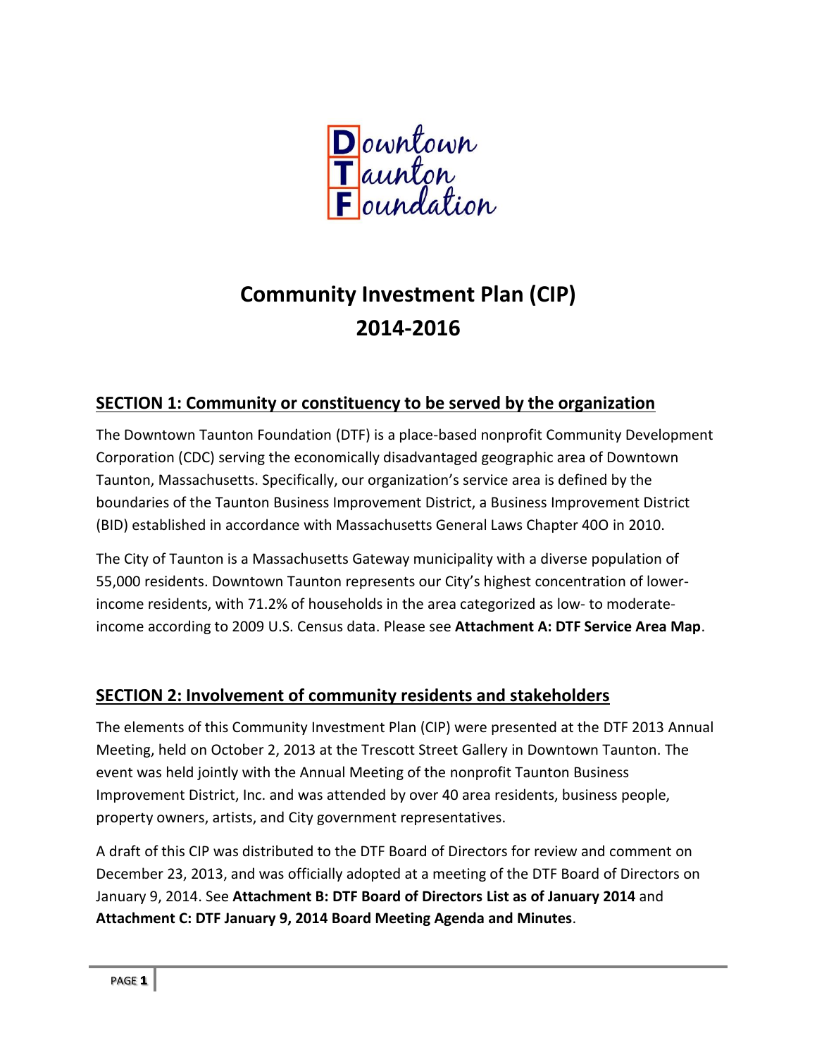Downtown Taunton Foundation

# Community Investment Plan (CIP) 2014-2016

## SECTION 1: Community or constituency to be served by the organization

The Downtown Taunton Foundation (DTF) is a place-based nonprofit Community Development Corporation (CDC) serving the economically disadvantaged geographic area of Downtown Taunton, Massachusetts. Specifically, our organization's service area is defined by the boundaries of the Taunton Business Improvement District, a Business Improvement District (BID) established in accordance with Massachusetts General Laws Chapter 40O in 2010.

The City of Taunton is a Massachusetts Gateway municipality with a diverse population of 55,000 residents. Downtown Taunton represents our City's highest concentration of lower-income residents, with 71.2% of households in the area categorized as low- to moderate-income according to 2009 U.S. Census data. Please see **Attachment A: DTF Service Area Map**.

## SECTION 2: Involvement of community residents and stakeholders

The elements of this Community Investment Plan (CIP) were presented at the DTF 2013 Annual Meeting, held on October 2, 2013 at the Trescott Street Gallery in Downtown Taunton. The event was held jointly with the Annual Meeting of the nonprofit Taunton Business Improvement District, Inc. and was attended by over 40 area residents, business people, property owners, artists, and City government representatives.

A draft of this CIP was distributed to the DTF Board of Directors for review and comment on December 23, 2013, and was officially adopted at a meeting of the DTF Board of Directors on January 9, 2014. See **Attachment B: DTF Board of Directors List as of January 2014** and **Attachment C: DTF January 9, 2014 Board Meeting Agenda and Minutes**.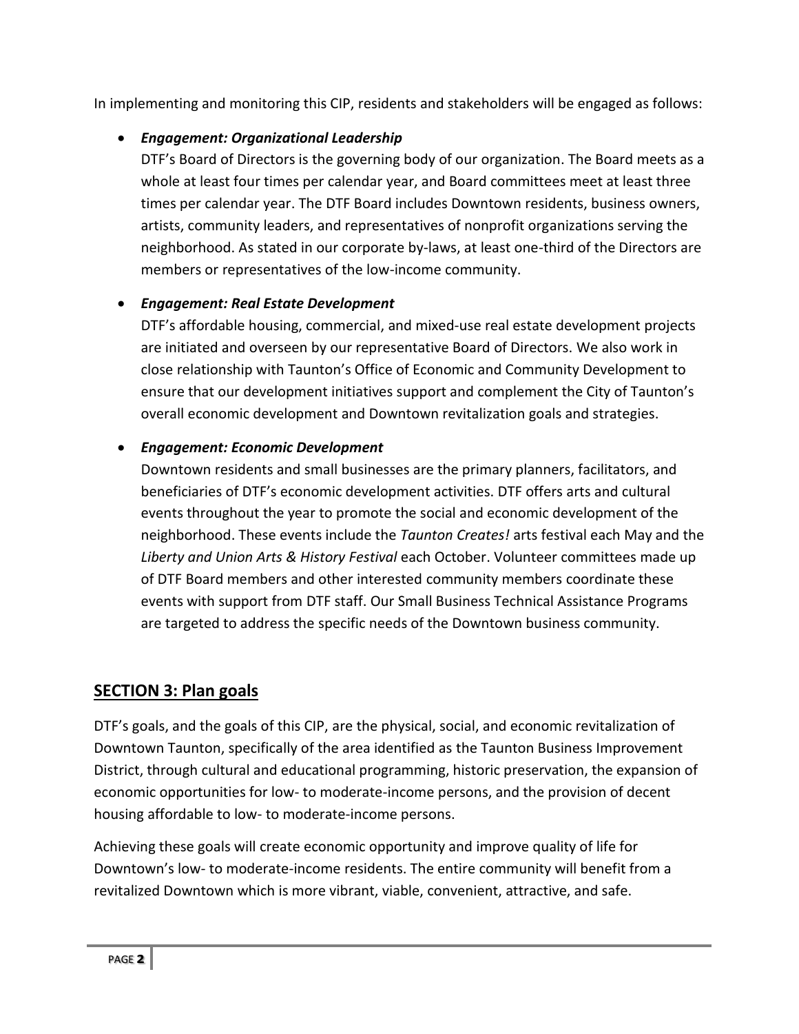In implementing and monitoring this CIP, residents and stakeholders will be engaged as follows:

- ***Engagement: Organizational Leadership***
  DTF's Board of Directors is the governing body of our organization. The Board meets as a whole at least four times per calendar year, and Board committees meet at least three times per calendar year. The DTF Board includes Downtown residents, business owners, artists, community leaders, and representatives of nonprofit organizations serving the neighborhood. As stated in our corporate by-laws, at least one-third of the Directors are members or representatives of the low-income community.

- ***Engagement: Real Estate Development***
  DTF's affordable housing, commercial, and mixed-use real estate development projects are initiated and overseen by our representative Board of Directors. We also work in close relationship with Taunton's Office of Economic and Community Development to ensure that our development initiatives support and complement the City of Taunton's overall economic development and Downtown revitalization goals and strategies.

- ***Engagement: Economic Development***
  Downtown residents and small businesses are the primary planners, facilitators, and beneficiaries of DTF's economic development activities. DTF offers arts and cultural events throughout the year to promote the social and economic development of the neighborhood. These events include the *Taunton Creates!* arts festival each May and the *Liberty and Union Arts & History Festival* each October. Volunteer committees made up of DTF Board members and other interested community members coordinate these events with support from DTF staff. Our Small Business Technical Assistance Programs are targeted to address the specific needs of the Downtown business community.

## SECTION 3: Plan goals

DTF's goals, and the goals of this CIP, are the physical, social, and economic revitalization of Downtown Taunton, specifically of the area identified as the Taunton Business Improvement District, through cultural and educational programming, historic preservation, the expansion of economic opportunities for low- to moderate-income persons, and the provision of decent housing affordable to low- to moderate-income persons.

Achieving these goals will create economic opportunity and improve quality of life for Downtown's low- to moderate-income residents. The entire community will benefit from a revitalized Downtown which is more vibrant, viable, convenient, attractive, and safe.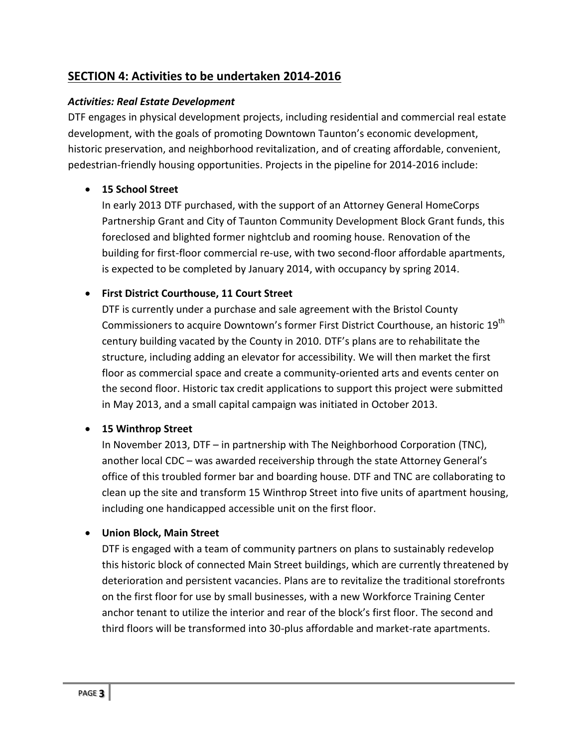## SECTION 4: Activities to be undertaken 2014-2016

***Activities: Real Estate Development***

DTF engages in physical development projects, including residential and commercial real estate development, with the goals of promoting Downtown Taunton's economic development, historic preservation, and neighborhood revitalization, and of creating affordable, convenient, pedestrian-friendly housing opportunities. Projects in the pipeline for 2014-2016 include:

- **15 School Street**

  In early 2013 DTF purchased, with the support of an Attorney General HomeCorps Partnership Grant and City of Taunton Community Development Block Grant funds, this foreclosed and blighted former nightclub and rooming house. Renovation of the building for first-floor commercial re-use, with two second-floor affordable apartments, is expected to be completed by January 2014, with occupancy by spring 2014.

- **First District Courthouse, 11 Court Street**

  DTF is currently under a purchase and sale agreement with the Bristol County Commissioners to acquire Downtown's former First District Courthouse, an historic 19th century building vacated by the County in 2010. DTF's plans are to rehabilitate the structure, including adding an elevator for accessibility. We will then market the first floor as commercial space and create a community-oriented arts and events center on the second floor. Historic tax credit applications to support this project were submitted in May 2013, and a small capital campaign was initiated in October 2013.

- **15 Winthrop Street**

  In November 2013, DTF – in partnership with The Neighborhood Corporation (TNC), another local CDC – was awarded receivership through the state Attorney General's office of this troubled former bar and boarding house. DTF and TNC are collaborating to clean up the site and transform 15 Winthrop Street into five units of apartment housing, including one handicapped accessible unit on the first floor.

- **Union Block, Main Street**

  DTF is engaged with a team of community partners on plans to sustainably redevelop this historic block of connected Main Street buildings, which are currently threatened by deterioration and persistent vacancies. Plans are to revitalize the traditional storefronts on the first floor for use by small businesses, with a new Workforce Training Center anchor tenant to utilize the interior and rear of the block's first floor. The second and third floors will be transformed into 30-plus affordable and market-rate apartments.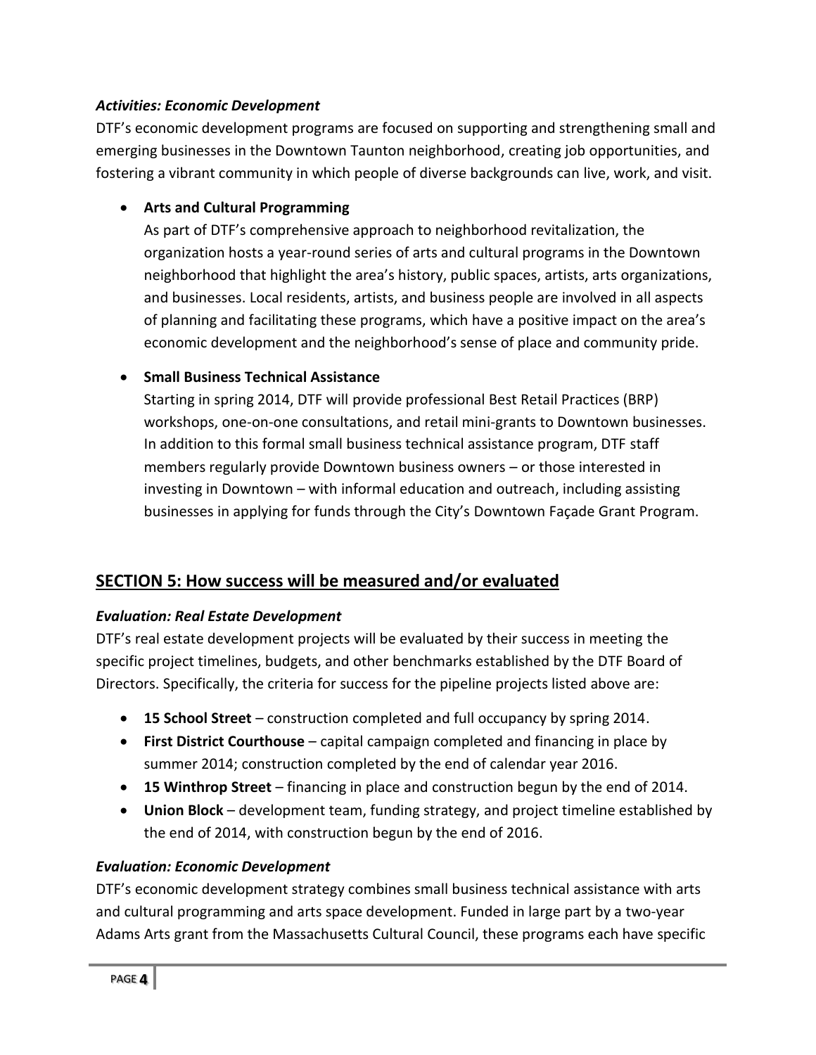### *Activities: Economic Development*

DTF's economic development programs are focused on supporting and strengthening small and emerging businesses in the Downtown Taunton neighborhood, creating job opportunities, and fostering a vibrant community in which people of diverse backgrounds can live, work, and visit.

- **Arts and Cultural Programming**
  As part of DTF's comprehensive approach to neighborhood revitalization, the organization hosts a year-round series of arts and cultural programs in the Downtown neighborhood that highlight the area's history, public spaces, artists, arts organizations, and businesses. Local residents, artists, and business people are involved in all aspects of planning and facilitating these programs, which have a positive impact on the area's economic development and the neighborhood's sense of place and community pride.

- **Small Business Technical Assistance**
  Starting in spring 2014, DTF will provide professional Best Retail Practices (BRP) workshops, one-on-one consultations, and retail mini-grants to Downtown businesses. In addition to this formal small business technical assistance program, DTF staff members regularly provide Downtown business owners – or those interested in investing in Downtown – with informal education and outreach, including assisting businesses in applying for funds through the City's Downtown Façade Grant Program.

## SECTION 5: How success will be measured and/or evaluated

### *Evaluation: Real Estate Development*

DTF's real estate development projects will be evaluated by their success in meeting the specific project timelines, budgets, and other benchmarks established by the DTF Board of Directors. Specifically, the criteria for success for the pipeline projects listed above are:

- **15 School Street** – construction completed and full occupancy by spring 2014.
- **First District Courthouse** – capital campaign completed and financing in place by summer 2014; construction completed by the end of calendar year 2016.
- **15 Winthrop Street** – financing in place and construction begun by the end of 2014.
- **Union Block** – development team, funding strategy, and project timeline established by the end of 2014, with construction begun by the end of 2016.

### *Evaluation: Economic Development*

DTF's economic development strategy combines small business technical assistance with arts and cultural programming and arts space development. Funded in large part by a two-year Adams Arts grant from the Massachusetts Cultural Council, these programs each have specific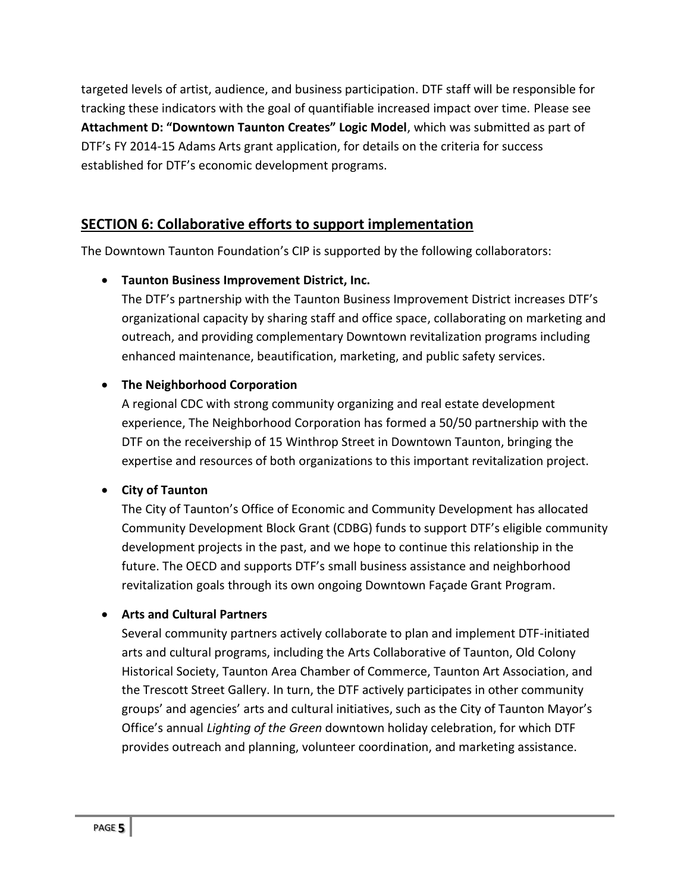targeted levels of artist, audience, and business participation. DTF staff will be responsible for tracking these indicators with the goal of quantifiable increased impact over time. Please see **Attachment D: "Downtown Taunton Creates" Logic Model**, which was submitted as part of DTF's FY 2014-15 Adams Arts grant application, for details on the criteria for success established for DTF's economic development programs.

## SECTION 6: Collaborative efforts to support implementation

The Downtown Taunton Foundation's CIP is supported by the following collaborators:

- **Taunton Business Improvement District, Inc.**
  The DTF's partnership with the Taunton Business Improvement District increases DTF's organizational capacity by sharing staff and office space, collaborating on marketing and outreach, and providing complementary Downtown revitalization programs including enhanced maintenance, beautification, marketing, and public safety services.

- **The Neighborhood Corporation**
  A regional CDC with strong community organizing and real estate development experience, The Neighborhood Corporation has formed a 50/50 partnership with the DTF on the receivership of 15 Winthrop Street in Downtown Taunton, bringing the expertise and resources of both organizations to this important revitalization project.

- **City of Taunton**
  The City of Taunton's Office of Economic and Community Development has allocated Community Development Block Grant (CDBG) funds to support DTF's eligible community development projects in the past, and we hope to continue this relationship in the future. The OECD and supports DTF's small business assistance and neighborhood revitalization goals through its own ongoing Downtown Façade Grant Program.

- **Arts and Cultural Partners**
  Several community partners actively collaborate to plan and implement DTF-initiated arts and cultural programs, including the Arts Collaborative of Taunton, Old Colony Historical Society, Taunton Area Chamber of Commerce, Taunton Art Association, and the Trescott Street Gallery. In turn, the DTF actively participates in other community groups' and agencies' arts and cultural initiatives, such as the City of Taunton Mayor's Office's annual *Lighting of the Green* downtown holiday celebration, for which DTF provides outreach and planning, volunteer coordination, and marketing assistance.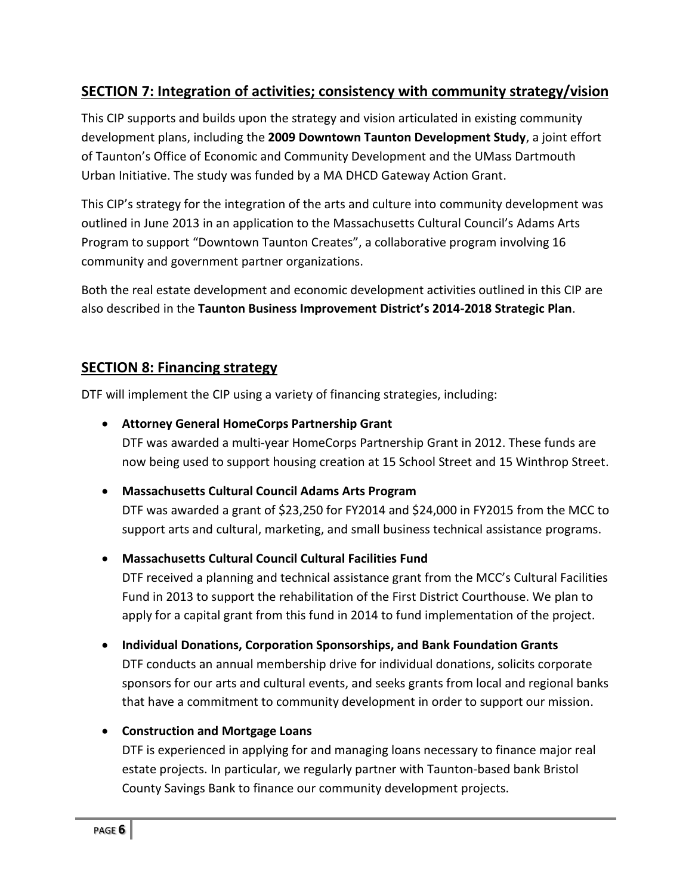## SECTION 7: Integration of activities; consistency with community strategy/vision

This CIP supports and builds upon the strategy and vision articulated in existing community development plans, including the **2009 Downtown Taunton Development Study**, a joint effort of Taunton's Office of Economic and Community Development and the UMass Dartmouth Urban Initiative. The study was funded by a MA DHCD Gateway Action Grant.

This CIP's strategy for the integration of the arts and culture into community development was outlined in June 2013 in an application to the Massachusetts Cultural Council's Adams Arts Program to support "Downtown Taunton Creates", a collaborative program involving 16 community and government partner organizations.

Both the real estate development and economic development activities outlined in this CIP are also described in the **Taunton Business Improvement District's 2014-2018 Strategic Plan**.

## SECTION 8: Financing strategy

DTF will implement the CIP using a variety of financing strategies, including:

- **Attorney General HomeCorps Partnership Grant**
  DTF was awarded a multi-year HomeCorps Partnership Grant in 2012. These funds are now being used to support housing creation at 15 School Street and 15 Winthrop Street.
- **Massachusetts Cultural Council Adams Arts Program**
  DTF was awarded a grant of $23,250 for FY2014 and $24,000 in FY2015 from the MCC to support arts and cultural, marketing, and small business technical assistance programs.
- **Massachusetts Cultural Council Cultural Facilities Fund**
  DTF received a planning and technical assistance grant from the MCC's Cultural Facilities Fund in 2013 to support the rehabilitation of the First District Courthouse. We plan to apply for a capital grant from this fund in 2014 to fund implementation of the project.
- **Individual Donations, Corporation Sponsorships, and Bank Foundation Grants**
  DTF conducts an annual membership drive for individual donations, solicits corporate sponsors for our arts and cultural events, and seeks grants from local and regional banks that have a commitment to community development in order to support our mission.
- **Construction and Mortgage Loans**
  DTF is experienced in applying for and managing loans necessary to finance major real estate projects. In particular, we regularly partner with Taunton-based bank Bristol County Savings Bank to finance our community development projects.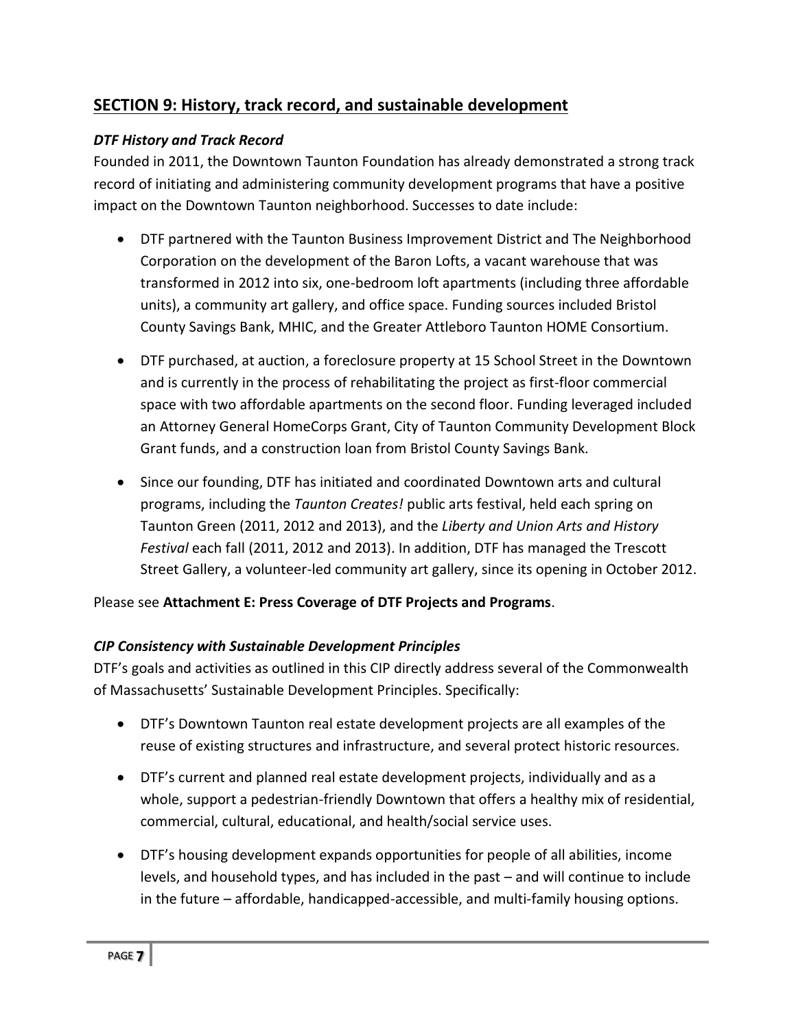## **SECTION 9: History, track record, and sustainable development**

### ***DTF History and Track Record***

Founded in 2011, the Downtown Taunton Foundation has already demonstrated a strong track record of initiating and administering community development programs that have a positive impact on the Downtown Taunton neighborhood. Successes to date include:

- DTF partnered with the Taunton Business Improvement District and The Neighborhood Corporation on the development of the Baron Lofts, a vacant warehouse that was transformed in 2012 into six, one-bedroom loft apartments (including three affordable units), a community art gallery, and office space. Funding sources included Bristol County Savings Bank, MHIC, and the Greater Attleboro Taunton HOME Consortium.

- DTF purchased, at auction, a foreclosure property at 15 School Street in the Downtown and is currently in the process of rehabilitating the project as first-floor commercial space with two affordable apartments on the second floor. Funding leveraged included an Attorney General HomeCorps Grant, City of Taunton Community Development Block Grant funds, and a construction loan from Bristol County Savings Bank.

- Since our founding, DTF has initiated and coordinated Downtown arts and cultural programs, including the *Taunton Creates!* public arts festival, held each spring on Taunton Green (2011, 2012 and 2013), and the *Liberty and Union Arts and History Festival* each fall (2011, 2012 and 2013). In addition, DTF has managed the Trescott Street Gallery, a volunteer-led community art gallery, since its opening in October 2012.

Please see **Attachment E: Press Coverage of DTF Projects and Programs**.

### ***CIP Consistency with Sustainable Development Principles***

DTF's goals and activities as outlined in this CIP directly address several of the Commonwealth of Massachusetts' Sustainable Development Principles. Specifically:

- DTF's Downtown Taunton real estate development projects are all examples of the reuse of existing structures and infrastructure, and several protect historic resources.

- DTF's current and planned real estate development projects, individually and as a whole, support a pedestrian-friendly Downtown that offers a healthy mix of residential, commercial, cultural, educational, and health/social service uses.

- DTF's housing development expands opportunities for people of all abilities, income levels, and household types, and has included in the past – and will continue to include in the future – affordable, handicapped-accessible, and multi-family housing options.